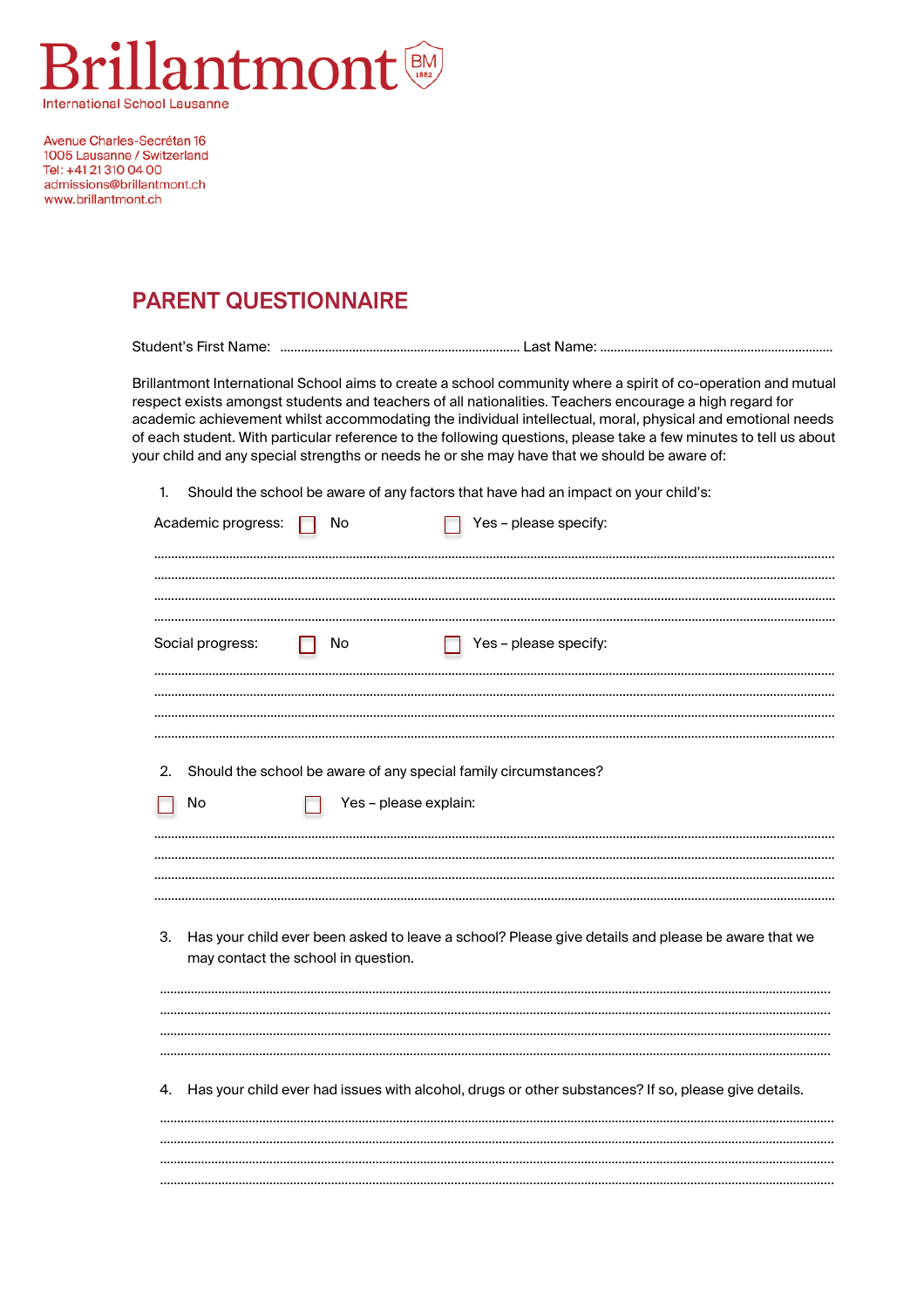Brillantmont
International School Lausanne

Avenue Charles-Secrétan 16
1005 Lausanne / Switzerland
Tel: +41 21 310 04 00
admissions@brillantmont.ch
www.brillantmont.ch

## PARENT QUESTIONNAIRE

Student's First Name: ............................................................ Last Name: ............................................................

Brillantmont International School aims to create a school community where a spirit of co-operation and mutual respect exists amongst students and teachers of all nationalities. Teachers encourage a high regard for academic achievement whilst accommodating the individual intellectual, moral, physical and emotional needs of each student. With particular reference to the following questions, please take a few minutes to tell us about your child and any special strengths or needs he or she may have that we should be aware of:

1. Should the school be aware of any factors that have had an impact on your child's:

Academic progress: ☐ No ☐ Yes – please specify:

..............................................................................................................................................................
..............................................................................................................................................................
..............................................................................................................................................................
..............................................................................................................................................................

Social progress: ☐ No ☐ Yes – please specify:

..............................................................................................................................................................
..............................................................................................................................................................
..............................................................................................................................................................
..............................................................................................................................................................

2. Should the school be aware of any special family circumstances?

☐ No ☐ Yes – please explain:

..............................................................................................................................................................
..............................................................................................................................................................
..............................................................................................................................................................
..............................................................................................................................................................

3. Has your child ever been asked to leave a school? Please give details and please be aware that we may contact the school in question.

..............................................................................................................................................................
..............................................................................................................................................................
..............................................................................................................................................................
..............................................................................................................................................................

4. Has your child ever had issues with alcohol, drugs or other substances? If so, please give details.

..............................................................................................................................................................
..............................................................................................................................................................
..............................................................................................................................................................
..............................................................................................................................................................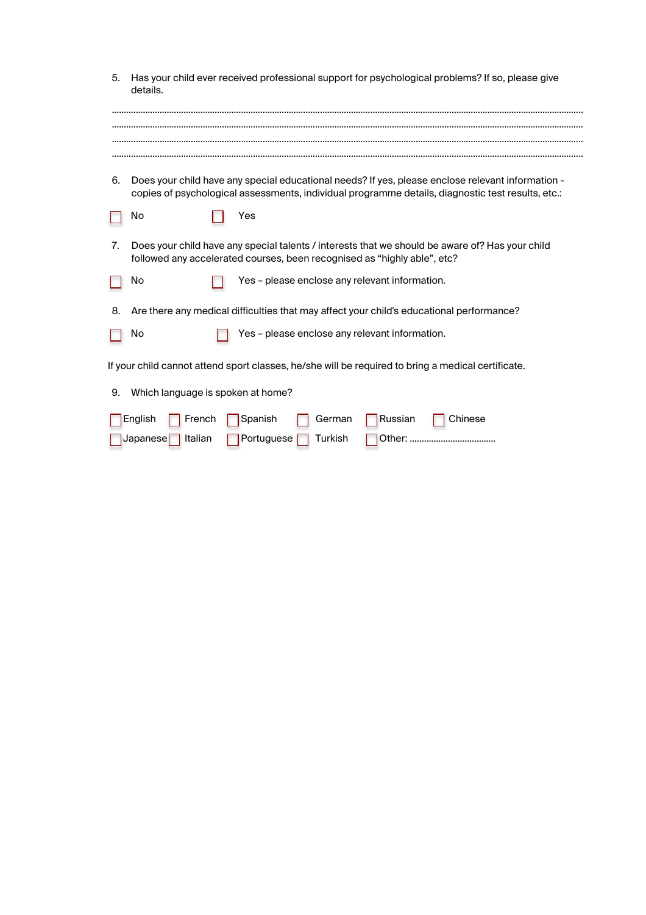5. Has your child ever received professional support for psychological problems? If so, please give details.

..................................................................................................................................................................................................
..................................................................................................................................................................................................
..................................................................................................................................................................................................
..................................................................................................................................................................................................

6. Does your child have any special educational needs? If yes, please enclose relevant information - copies of psychological assessments, individual programme details, diagnostic test results, etc.:

☐ No ☐ Yes

7. Does your child have any special talents / interests that we should be aware of? Has your child followed any accelerated courses, been recognised as "highly able", etc?

☐ No ☐ Yes – please enclose any relevant information.

8. Are there any medical difficulties that may affect your child's educational performance?

☐ No ☐ Yes – please enclose any relevant information.

If your child cannot attend sport classes, he/she will be required to bring a medical certificate.

9. Which language is spoken at home?

☐ English ☐ French ☐ Spanish ☐ German ☐ Russian ☐ Chinese

☐ Japanese ☐ Italian ☐ Portuguese ☐ Turkish ☐ Other: ....................................